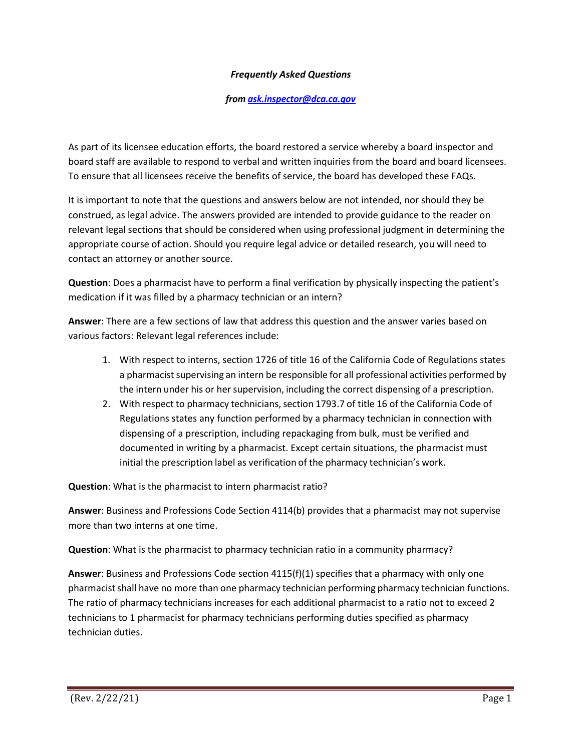***Frequently Asked Questions***

***from [ask.inspector@dca.ca.gov](mailto:ask.inspector@dca.ca.gov)***

As part of its licensee education efforts, the board restored a service whereby a board inspector and board staff are available to respond to verbal and written inquiries from the board and board licensees. To ensure that all licensees receive the benefits of service, the board has developed these FAQs.

It is important to note that the questions and answers below are not intended, nor should they be construed, as legal advice. The answers provided are intended to provide guidance to the reader on relevant legal sections that should be considered when using professional judgment in determining the appropriate course of action. Should you require legal advice or detailed research, you will need to contact an attorney or another source.

**Question**: Does a pharmacist have to perform a final verification by physically inspecting the patient's medication if it was filled by a pharmacy technician or an intern?

**Answer**: There are a few sections of law that address this question and the answer varies based on various factors: Relevant legal references include:

1. With respect to interns, section 1726 of title 16 of the California Code of Regulations states a pharmacist supervising an intern be responsible for all professional activities performed by the intern under his or her supervision, including the correct dispensing of a prescription.
2. With respect to pharmacy technicians, section 1793.7 of title 16 of the California Code of Regulations states any function performed by a pharmacy technician in connection with dispensing of a prescription, including repackaging from bulk, must be verified and documented in writing by a pharmacist. Except certain situations, the pharmacist must initial the prescription label as verification of the pharmacy technician's work.

**Question**: What is the pharmacist to intern pharmacist ratio?

**Answer**: Business and Professions Code Section 4114(b) provides that a pharmacist may not supervise more than two interns at one time.

**Question**: What is the pharmacist to pharmacy technician ratio in a community pharmacy?

**Answer**: Business and Professions Code section 4115(f)(1) specifies that a pharmacy with only one pharmacist shall have no more than one pharmacy technician performing pharmacy technician functions. The ratio of pharmacy technicians increases for each additional pharmacist to a ratio not to exceed 2 technicians to 1 pharmacist for pharmacy technicians performing duties specified as pharmacy technician duties.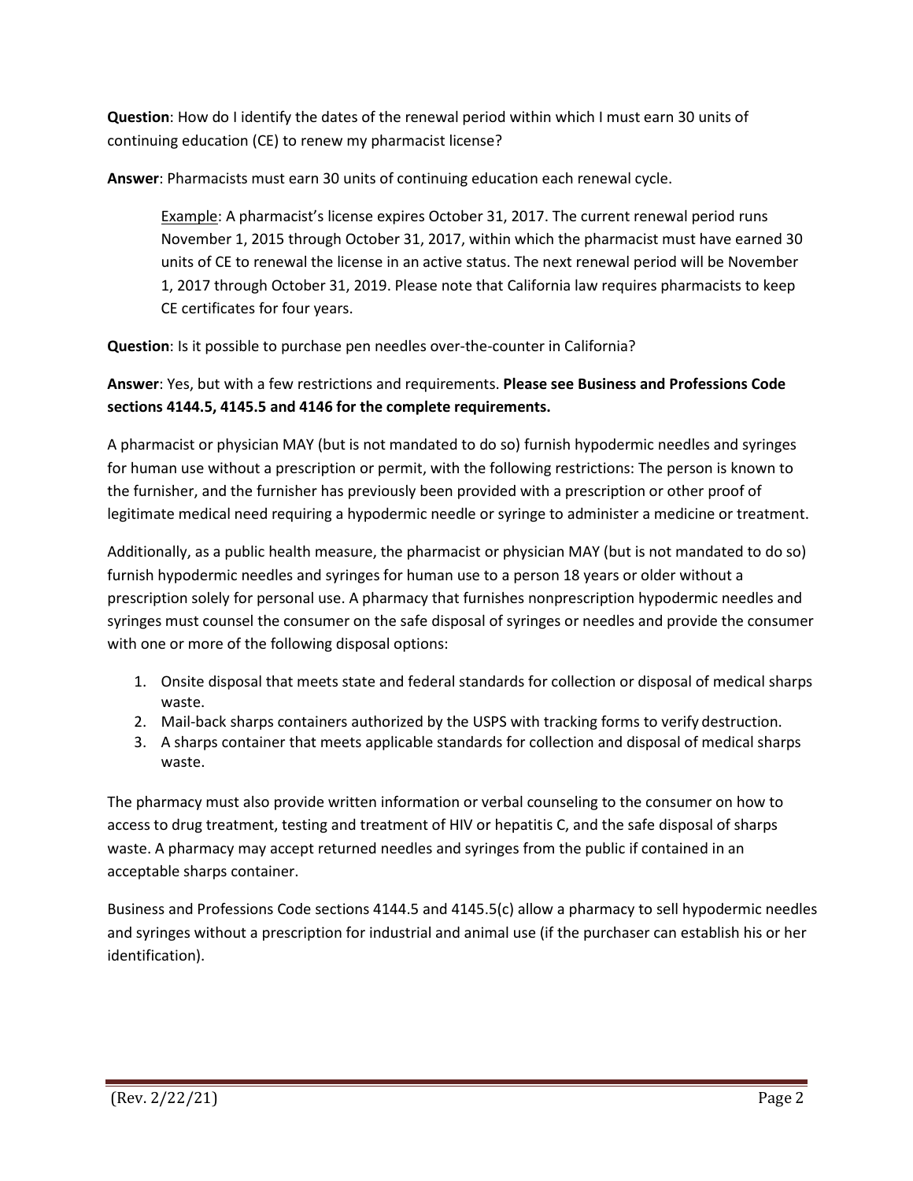**Question**: How do I identify the dates of the renewal period within which I must earn 30 units of continuing education (CE) to renew my pharmacist license?

**Answer**: Pharmacists must earn 30 units of continuing education each renewal cycle.

> Example: A pharmacist's license expires October 31, 2017. The current renewal period runs November 1, 2015 through October 31, 2017, within which the pharmacist must have earned 30 units of CE to renewal the license in an active status. The next renewal period will be November 1, 2017 through October 31, 2019. Please note that California law requires pharmacists to keep CE certificates for four years.

**Question**: Is it possible to purchase pen needles over-the-counter in California?

**Answer**: Yes, but with a few restrictions and requirements. **Please see Business and Professions Code sections 4144.5, 4145.5 and 4146 for the complete requirements.**

A pharmacist or physician MAY (but is not mandated to do so) furnish hypodermic needles and syringes for human use without a prescription or permit, with the following restrictions: The person is known to the furnisher, and the furnisher has previously been provided with a prescription or other proof of legitimate medical need requiring a hypodermic needle or syringe to administer a medicine or treatment.

Additionally, as a public health measure, the pharmacist or physician MAY (but is not mandated to do so) furnish hypodermic needles and syringes for human use to a person 18 years or older without a prescription solely for personal use. A pharmacy that furnishes nonprescription hypodermic needles and syringes must counsel the consumer on the safe disposal of syringes or needles and provide the consumer with one or more of the following disposal options:

1. Onsite disposal that meets state and federal standards for collection or disposal of medical sharps waste.
2. Mail-back sharps containers authorized by the USPS with tracking forms to verify destruction.
3. A sharps container that meets applicable standards for collection and disposal of medical sharps waste.

The pharmacy must also provide written information or verbal counseling to the consumer on how to access to drug treatment, testing and treatment of HIV or hepatitis C, and the safe disposal of sharps waste. A pharmacy may accept returned needles and syringes from the public if contained in an acceptable sharps container.

Business and Professions Code sections 4144.5 and 4145.5(c) allow a pharmacy to sell hypodermic needles and syringes without a prescription for industrial and animal use (if the purchaser can establish his or her identification).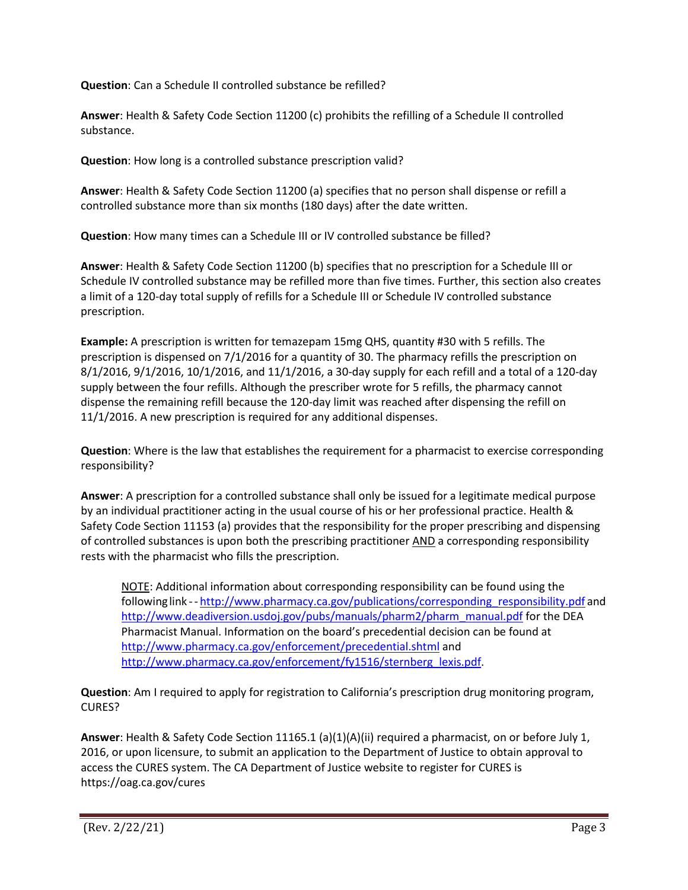**Question**: Can a Schedule II controlled substance be refilled?

**Answer**: Health & Safety Code Section 11200 (c) prohibits the refilling of a Schedule II controlled substance.

**Question**: How long is a controlled substance prescription valid?

**Answer**: Health & Safety Code Section 11200 (a) specifies that no person shall dispense or refill a controlled substance more than six months (180 days) after the date written.

**Question**: How many times can a Schedule III or IV controlled substance be filled?

**Answer**: Health & Safety Code Section 11200 (b) specifies that no prescription for a Schedule III or Schedule IV controlled substance may be refilled more than five times. Further, this section also creates a limit of a 120-day total supply of refills for a Schedule III or Schedule IV controlled substance prescription.

**Example:** A prescription is written for temazepam 15mg QHS, quantity #30 with 5 refills. The prescription is dispensed on 7/1/2016 for a quantity of 30. The pharmacy refills the prescription on 8/1/2016, 9/1/2016, 10/1/2016, and 11/1/2016, a 30-day supply for each refill and a total of a 120-day supply between the four refills. Although the prescriber wrote for 5 refills, the pharmacy cannot dispense the remaining refill because the 120-day limit was reached after dispensing the refill on 11/1/2016. A new prescription is required for any additional dispenses.

**Question**: Where is the law that establishes the requirement for a pharmacist to exercise corresponding responsibility?

**Answer**: A prescription for a controlled substance shall only be issued for a legitimate medical purpose by an individual practitioner acting in the usual course of his or her professional practice. Health & Safety Code Section 11153 (a) provides that the responsibility for the proper prescribing and dispensing of controlled substances is upon both the prescribing practitioner <u>AND</u> a corresponding responsibility rests with the pharmacist who fills the prescription.

> <u>NOTE</u>: Additional information about corresponding responsibility can be found using the following link -- http://www.pharmacy.ca.gov/publications/corresponding_responsibility.pdf and http://www.deadiversion.usdoj.gov/pubs/manuals/pharm2/pharm_manual.pdf for the DEA Pharmacist Manual. Information on the board's precedential decision can be found at http://www.pharmacy.ca.gov/enforcement/precedential.shtml and http://www.pharmacy.ca.gov/enforcement/fy1516/sternberg_lexis.pdf.

**Question**: Am I required to apply for registration to California's prescription drug monitoring program, CURES?

**Answer**: Health & Safety Code Section 11165.1 (a)(1)(A)(ii) required a pharmacist, on or before July 1, 2016, or upon licensure, to submit an application to the Department of Justice to obtain approval to access the CURES system. The CA Department of Justice website to register for CURES is https://oag.ca.gov/cures

(Rev. 2/22/21)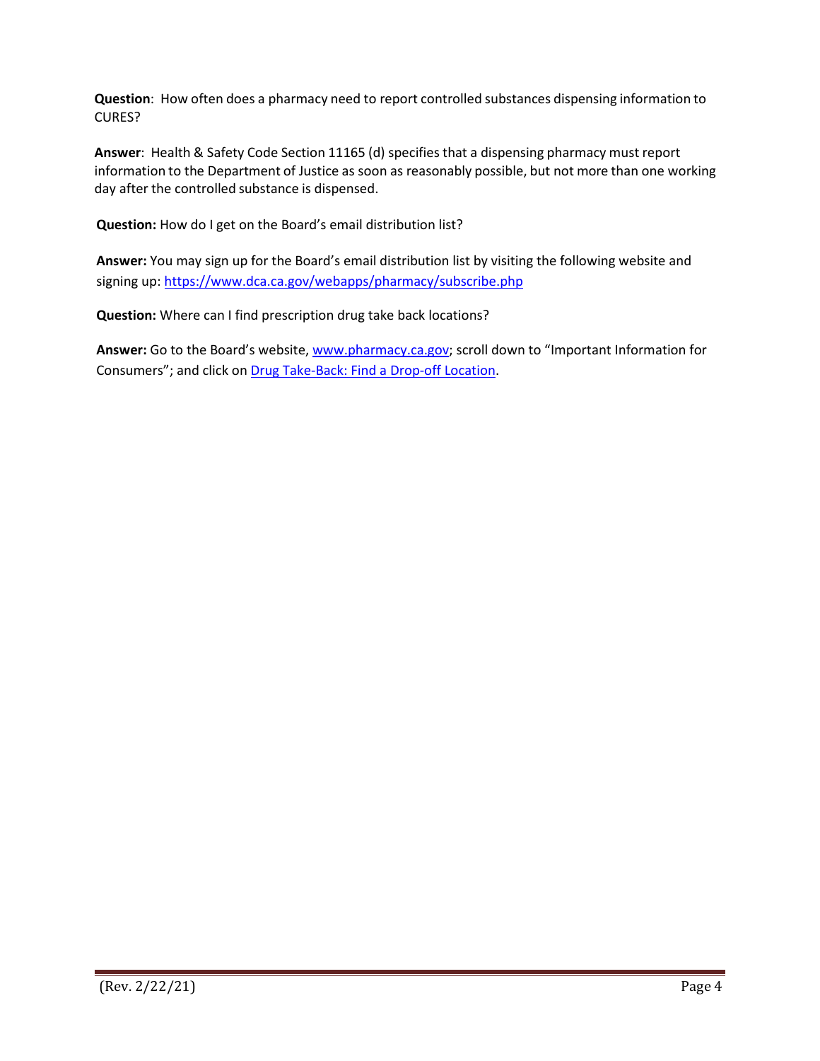**Question**: How often does a pharmacy need to report controlled substances dispensing information to CURES?

**Answer**: Health & Safety Code Section 11165 (d) specifies that a dispensing pharmacy must report information to the Department of Justice as soon as reasonably possible, but not more than one working day after the controlled substance is dispensed.

**Question:** How do I get on the Board's email distribution list?

**Answer:** You may sign up for the Board's email distribution list by visiting the following website and signing up: [https://www.dca.ca.gov/webapps/pharmacy/subscribe.php](https://www.dca.ca.gov/webapps/pharmacy/subscribe.php)

**Question:** Where can I find prescription drug take back locations?

**Answer:** Go to the Board's website, [www.pharmacy.ca.gov](www.pharmacy.ca.gov); scroll down to "Important Information for Consumers"; and click on Drug Take-Back: Find a Drop-off Location.